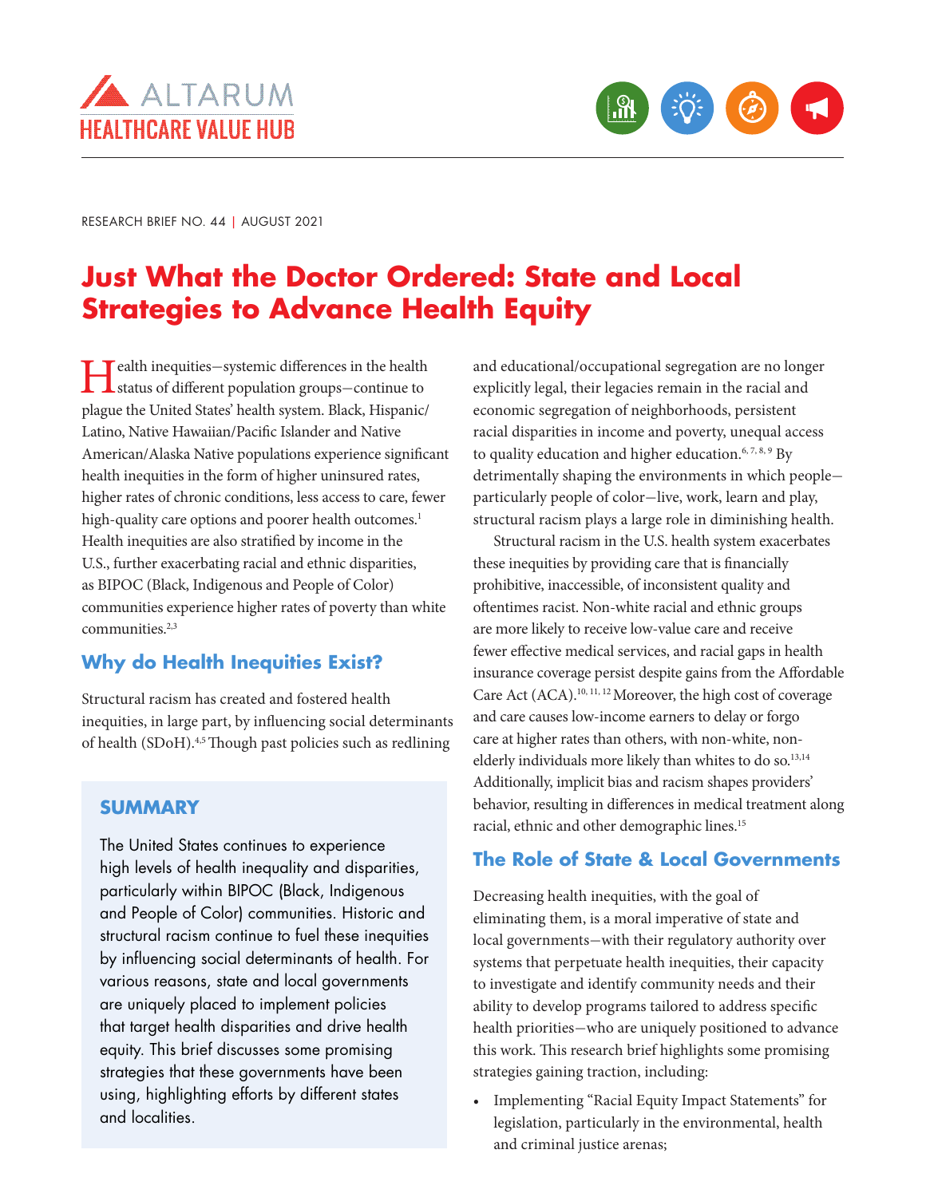ALTARUM
HEALTHCARE VALUE HUB

RESEARCH BRIEF NO. 44 | AUGUST 2021

# Just What the Doctor Ordered: State and Local Strategies to Advance Health Equity

Health inequities—systemic differences in the health status of different population groups—continue to plague the United States' health system. Black, Hispanic/Latino, Native Hawaiian/Pacific Islander and Native American/Alaska Native populations experience significant health inequities in the form of higher uninsured rates, higher rates of chronic conditions, less access to care, fewer high-quality care options and poorer health outcomes.[1] Health inequities are also stratified by income in the U.S., further exacerbating racial and ethnic disparities, as BIPOC (Black, Indigenous and People of Color) communities experience higher rates of poverty than white communities.[2,3]

## Why do Health Inequities Exist?

Structural racism has created and fostered health inequities, in large part, by influencing social determinants of health (SDoH).[4,5] Though past policies such as redlining and educational/occupational segregation are no longer explicitly legal, their legacies remain in the racial and economic segregation of neighborhoods, persistent racial disparities in income and poverty, unequal access to quality education and higher education.[6, 7, 8, 9] By detrimentally shaping the environments in which people—particularly people of color—live, work, learn and play, structural racism plays a large role in diminishing health.

Structural racism in the U.S. health system exacerbates these inequities by providing care that is financially prohibitive, inaccessible, of inconsistent quality and oftentimes racist. Non-white racial and ethnic groups are more likely to receive low-value care and receive fewer effective medical services, and racial gaps in health insurance coverage persist despite gains from the Affordable Care Act (ACA).[10, 11, 12] Moreover, the high cost of coverage and care causes low-income earners to delay or forgo care at higher rates than others, with non-white, non-elderly individuals more likely than whites to do so.[13,14] Additionally, implicit bias and racism shapes providers' behavior, resulting in differences in medical treatment along racial, ethnic and other demographic lines.[15]

### SUMMARY

The United States continues to experience high levels of health inequality and disparities, particularly within BIPOC (Black, Indigenous and People of Color) communities. Historic and structural racism continue to fuel these inequities by influencing social determinants of health. For various reasons, state and local governments are uniquely placed to implement policies that target health disparities and drive health equity. This brief discusses some promising strategies that these governments have been using, highlighting efforts by different states and localities.

## The Role of State & Local Governments

Decreasing health inequities, with the goal of eliminating them, is a moral imperative of state and local governments—with their regulatory authority over systems that perpetuate health inequities, their capacity to investigate and identify community needs and their ability to develop programs tailored to address specific health priorities—who are uniquely positioned to advance this work. This research brief highlights some promising strategies gaining traction, including:

- Implementing "Racial Equity Impact Statements" for legislation, particularly in the environmental, health and criminal justice arenas;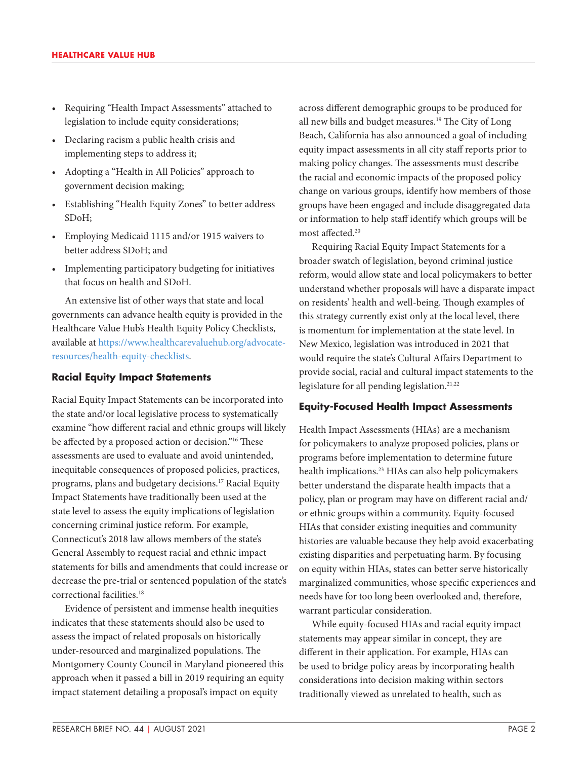- Requiring "Health Impact Assessments" attached to legislation to include equity considerations;
- Declaring racism a public health crisis and implementing steps to address it;
- Adopting a "Health in All Policies" approach to government decision making;
- Establishing "Health Equity Zones" to better address SDoH;
- Employing Medicaid 1115 and/or 1915 waivers to better address SDoH; and
- Implementing participatory budgeting for initiatives that focus on health and SDoH.

An extensive list of other ways that state and local governments can advance health equity is provided in the Healthcare Value Hub's Health Equity Policy Checklists, available at https://www.healthcarevaluehub.org/advocate-resources/health-equity-checklists.

### Racial Equity Impact Statements

Racial Equity Impact Statements can be incorporated into the state and/or local legislative process to systematically examine "how different racial and ethnic groups will likely be affected by a proposed action or decision."[16] These assessments are used to evaluate and avoid unintended, inequitable consequences of proposed policies, practices, programs, plans and budgetary decisions.[17] Racial Equity Impact Statements have traditionally been used at the state level to assess the equity implications of legislation concerning criminal justice reform. For example, Connecticut's 2018 law allows members of the state's General Assembly to request racial and ethnic impact statements for bills and amendments that could increase or decrease the pre-trial or sentenced population of the state's correctional facilities.[18]

Evidence of persistent and immense health inequities indicates that these statements should also be used to assess the impact of related proposals on historically under-resourced and marginalized populations. The Montgomery County Council in Maryland pioneered this approach when it passed a bill in 2019 requiring an equity impact statement detailing a proposal's impact on equity across different demographic groups to be produced for all new bills and budget measures.[19] The City of Long Beach, California has also announced a goal of including equity impact assessments in all city staff reports prior to making policy changes. The assessments must describe the racial and economic impacts of the proposed policy change on various groups, identify how members of those groups have been engaged and include disaggregated data or information to help staff identify which groups will be most affected.[20]

Requiring Racial Equity Impact Statements for a broader swatch of legislation, beyond criminal justice reform, would allow state and local policymakers to better understand whether proposals will have a disparate impact on residents' health and well-being. Though examples of this strategy currently exist only at the local level, there is momentum for implementation at the state level. In New Mexico, legislation was introduced in 2021 that would require the state's Cultural Affairs Department to provide social, racial and cultural impact statements to the legislature for all pending legislation.[21,22]

### Equity-Focused Health Impact Assessments

Health Impact Assessments (HIAs) are a mechanism for policymakers to analyze proposed policies, plans or programs before implementation to determine future health implications.[23] HIAs can also help policymakers better understand the disparate health impacts that a policy, plan or program may have on different racial and/or ethnic groups within a community. Equity-focused HIAs that consider existing inequities and community histories are valuable because they help avoid exacerbating existing disparities and perpetuating harm. By focusing on equity within HIAs, states can better serve historically marginalized communities, whose specific experiences and needs have for too long been overlooked and, therefore, warrant particular consideration.

While equity-focused HIAs and racial equity impact statements may appear similar in concept, they are different in their application. For example, HIAs can be used to bridge policy areas by incorporating health considerations into decision making within sectors traditionally viewed as unrelated to health, such as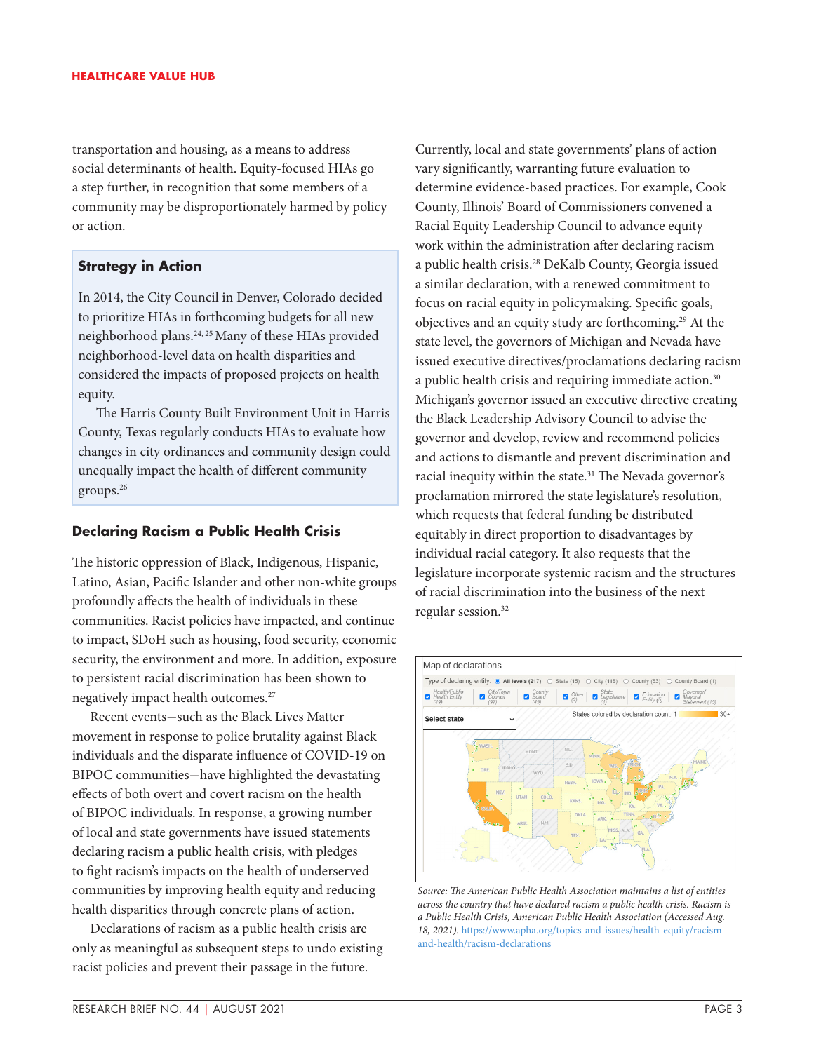transportation and housing, as a means to address social determinants of health. Equity-focused HIAs go a step further, in recognition that some members of a community may be disproportionately harmed by policy or action.

> **Strategy in Action**
>
> In 2014, the City Council in Denver, Colorado decided to prioritize HIAs in forthcoming budgets for all new neighborhood plans.[24, 25] Many of these HIAs provided neighborhood-level data on health disparities and considered the impacts of proposed projects on health equity.
>
> The Harris County Built Environment Unit in Harris County, Texas regularly conducts HIAs to evaluate how changes in city ordinances and community design could unequally impact the health of different community groups.[26]

### Declaring Racism a Public Health Crisis

The historic oppression of Black, Indigenous, Hispanic, Latino, Asian, Pacific Islander and other non-white groups profoundly affects the health of individuals in these communities. Racist policies have impacted, and continue to impact, SDoH such as housing, food security, economic security, the environment and more. In addition, exposure to persistent racial discrimination has been shown to negatively impact health outcomes.[27]

Recent events—such as the Black Lives Matter movement in response to police brutality against Black individuals and the disparate influence of COVID-19 on BIPOC communities—have highlighted the devastating effects of both overt and covert racism on the health of BIPOC individuals. In response, a growing number of local and state governments have issued statements declaring racism a public health crisis, with pledges to fight racism's impacts on the health of underserved communities by improving health equity and reducing health disparities through concrete plans of action.

Declarations of racism as a public health crisis are only as meaningful as subsequent steps to undo existing racist policies and prevent their passage in the future.

Currently, local and state governments' plans of action vary significantly, warranting future evaluation to determine evidence-based practices. For example, Cook County, Illinois' Board of Commissioners convened a Racial Equity Leadership Council to advance equity work within the administration after declaring racism a public health crisis.[28] DeKalb County, Georgia issued a similar declaration, with a renewed commitment to focus on racial equity in policymaking. Specific goals, objectives and an equity study are forthcoming.[29] At the state level, the governors of Michigan and Nevada have issued executive directives/proclamations declaring racism a public health crisis and requiring immediate action.[30] Michigan's governor issued an executive directive creating the Black Leadership Advisory Council to advise the governor and develop, review and recommend policies and actions to dismantle and prevent discrimination and racial inequity within the state.[31] The Nevada governor's proclamation mirrored the state legislature's resolution, which requests that federal funding be distributed equitably in direct proportion to disadvantages by individual racial category. It also requests that the legislature incorporate systemic racism and the structures of racial discrimination into the business of the next regular session.[32]

*Source: The American Public Health Association maintains a list of entities across the country that have declared racism a public health crisis. Racism is a Public Health Crisis, American Public Health Association (Accessed Aug. 18, 2021).* https://www.apha.org/topics-and-issues/health-equity/racism-and-health/racism-declarations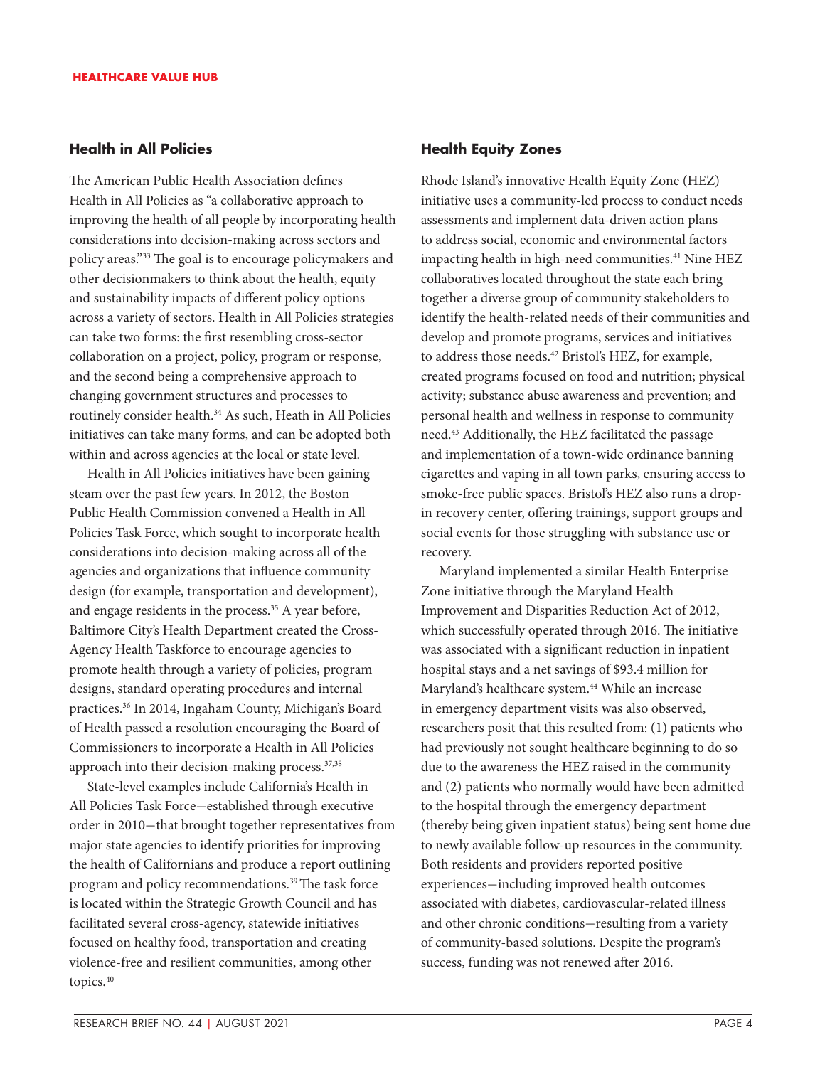## Health in All Policies

The American Public Health Association defines Health in All Policies as "a collaborative approach to improving the health of all people by incorporating health considerations into decision-making across sectors and policy areas."[33] The goal is to encourage policymakers and other decisionmakers to think about the health, equity and sustainability impacts of different policy options across a variety of sectors. Health in All Policies strategies can take two forms: the first resembling cross-sector collaboration on a project, policy, program or response, and the second being a comprehensive approach to changing government structures and processes to routinely consider health.[34] As such, Heath in All Policies initiatives can take many forms, and can be adopted both within and across agencies at the local or state level.

Health in All Policies initiatives have been gaining steam over the past few years. In 2012, the Boston Public Health Commission convened a Health in All Policies Task Force, which sought to incorporate health considerations into decision-making across all of the agencies and organizations that influence community design (for example, transportation and development), and engage residents in the process.[35] A year before, Baltimore City's Health Department created the Cross-Agency Health Taskforce to encourage agencies to promote health through a variety of policies, program designs, standard operating procedures and internal practices.[36] In 2014, Ingaham County, Michigan's Board of Health passed a resolution encouraging the Board of Commissioners to incorporate a Health in All Policies approach into their decision-making process.[37,38]

State-level examples include California's Health in All Policies Task Force—established through executive order in 2010—that brought together representatives from major state agencies to identify priorities for improving the health of Californians and produce a report outlining program and policy recommendations.[39] The task force is located within the Strategic Growth Council and has facilitated several cross-agency, statewide initiatives focused on healthy food, transportation and creating violence-free and resilient communities, among other topics.[40]

## Health Equity Zones

Rhode Island's innovative Health Equity Zone (HEZ) initiative uses a community-led process to conduct needs assessments and implement data-driven action plans to address social, economic and environmental factors impacting health in high-need communities.[41] Nine HEZ collaboratives located throughout the state each bring together a diverse group of community stakeholders to identify the health-related needs of their communities and develop and promote programs, services and initiatives to address those needs.[42] Bristol's HEZ, for example, created programs focused on food and nutrition; physical activity; substance abuse awareness and prevention; and personal health and wellness in response to community need.[43] Additionally, the HEZ facilitated the passage and implementation of a town-wide ordinance banning cigarettes and vaping in all town parks, ensuring access to smoke-free public spaces. Bristol's HEZ also runs a drop-in recovery center, offering trainings, support groups and social events for those struggling with substance use or recovery.

Maryland implemented a similar Health Enterprise Zone initiative through the Maryland Health Improvement and Disparities Reduction Act of 2012, which successfully operated through 2016. The initiative was associated with a significant reduction in inpatient hospital stays and a net savings of $93.4 million for Maryland's healthcare system.[44] While an increase in emergency department visits was also observed, researchers posit that this resulted from: (1) patients who had previously not sought healthcare beginning to do so due to the awareness the HEZ raised in the community and (2) patients who normally would have been admitted to the hospital through the emergency department (thereby being given inpatient status) being sent home due to newly available follow-up resources in the community. Both residents and providers reported positive experiences—including improved health outcomes associated with diabetes, cardiovascular-related illness and other chronic conditions—resulting from a variety of community-based solutions. Despite the program's success, funding was not renewed after 2016.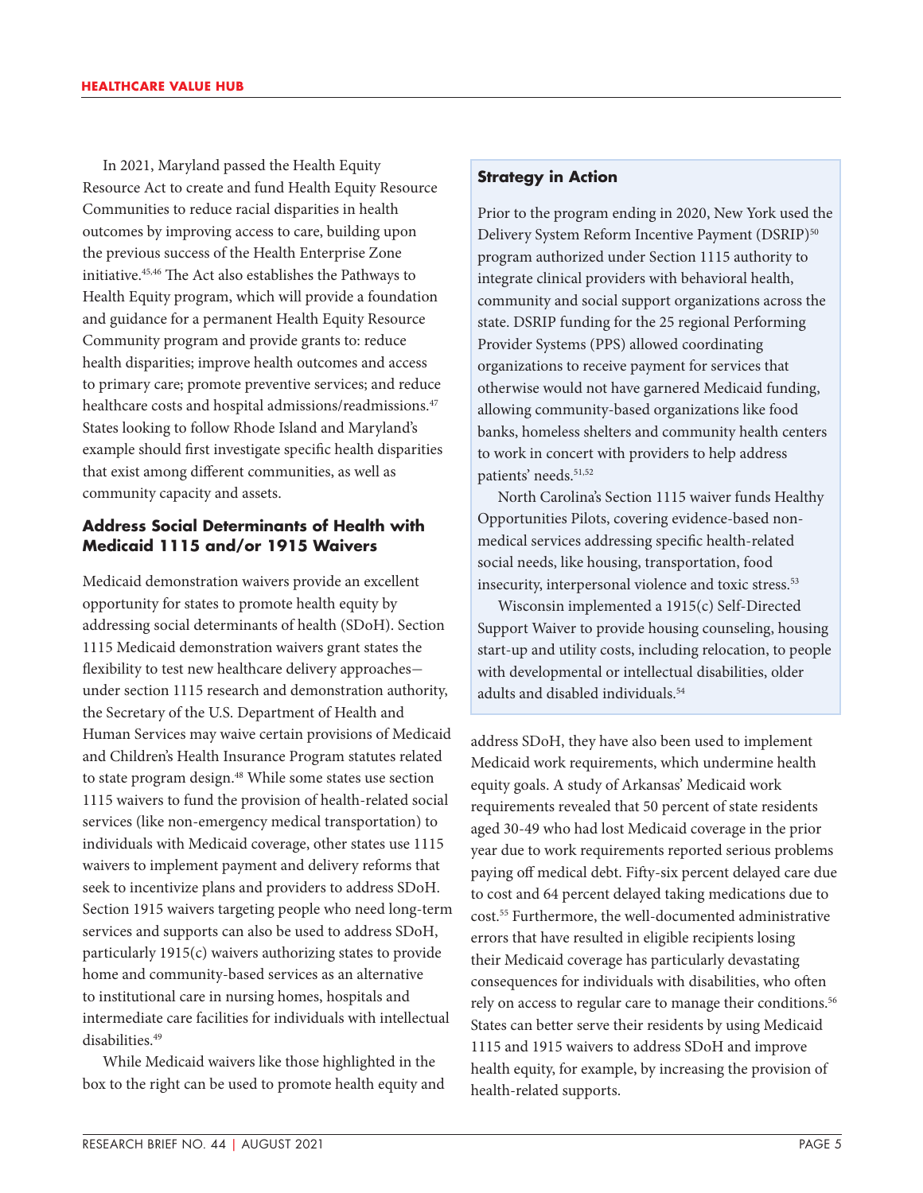In 2021, Maryland passed the Health Equity Resource Act to create and fund Health Equity Resource Communities to reduce racial disparities in health outcomes by improving access to care, building upon the previous success of the Health Enterprise Zone initiative.[45,46] The Act also establishes the Pathways to Health Equity program, which will provide a foundation and guidance for a permanent Health Equity Resource Community program and provide grants to: reduce health disparities; improve health outcomes and access to primary care; promote preventive services; and reduce healthcare costs and hospital admissions/readmissions.[47] States looking to follow Rhode Island and Maryland's example should first investigate specific health disparities that exist among different communities, as well as community capacity and assets.

### Address Social Determinants of Health with Medicaid 1115 and/or 1915 Waivers

Medicaid demonstration waivers provide an excellent opportunity for states to promote health equity by addressing social determinants of health (SDoH). Section 1115 Medicaid demonstration waivers grant states the flexibility to test new healthcare delivery approaches—under section 1115 research and demonstration authority, the Secretary of the U.S. Department of Health and Human Services may waive certain provisions of Medicaid and Children's Health Insurance Program statutes related to state program design.[48] While some states use section 1115 waivers to fund the provision of health-related social services (like non-emergency medical transportation) to individuals with Medicaid coverage, other states use 1115 waivers to implement payment and delivery reforms that seek to incentivize plans and providers to address SDoH. Section 1915 waivers targeting people who need long-term services and supports can also be used to address SDoH, particularly 1915(c) waivers authorizing states to provide home and community-based services as an alternative to institutional care in nursing homes, hospitals and intermediate care facilities for individuals with intellectual disabilities.[49]

While Medicaid waivers like those highlighted in the box to the right can be used to promote health equity and address SDoH, they have also been used to implement Medicaid work requirements, which undermine health equity goals. A study of Arkansas' Medicaid work requirements revealed that 50 percent of state residents aged 30-49 who had lost Medicaid coverage in the prior year due to work requirements reported serious problems paying off medical debt. Fifty-six percent delayed care due to cost and 64 percent delayed taking medications due to cost.[55] Furthermore, the well-documented administrative errors that have resulted in eligible recipients losing their Medicaid coverage has particularly devastating consequences for individuals with disabilities, who often rely on access to regular care to manage their conditions.[56] States can better serve their residents by using Medicaid 1115 and 1915 waivers to address SDoH and improve health equity, for example, by increasing the provision of health-related supports.

> **Strategy in Action**
>
> Prior to the program ending in 2020, New York used the Delivery System Reform Incentive Payment (DSRIP)[50] program authorized under Section 1115 authority to integrate clinical providers with behavioral health, community and social support organizations across the state. DSRIP funding for the 25 regional Performing Provider Systems (PPS) allowed coordinating organizations to receive payment for services that otherwise would not have garnered Medicaid funding, allowing community-based organizations like food banks, homeless shelters and community health centers to work in concert with providers to help address patients' needs.[51,52]
>
> North Carolina's Section 1115 waiver funds Healthy Opportunities Pilots, covering evidence-based non-medical services addressing specific health-related social needs, like housing, transportation, food insecurity, interpersonal violence and toxic stress.[53]
>
> Wisconsin implemented a 1915(c) Self-Directed Support Waiver to provide housing counseling, housing start-up and utility costs, including relocation, to people with developmental or intellectual disabilities, older adults and disabled individuals.[54]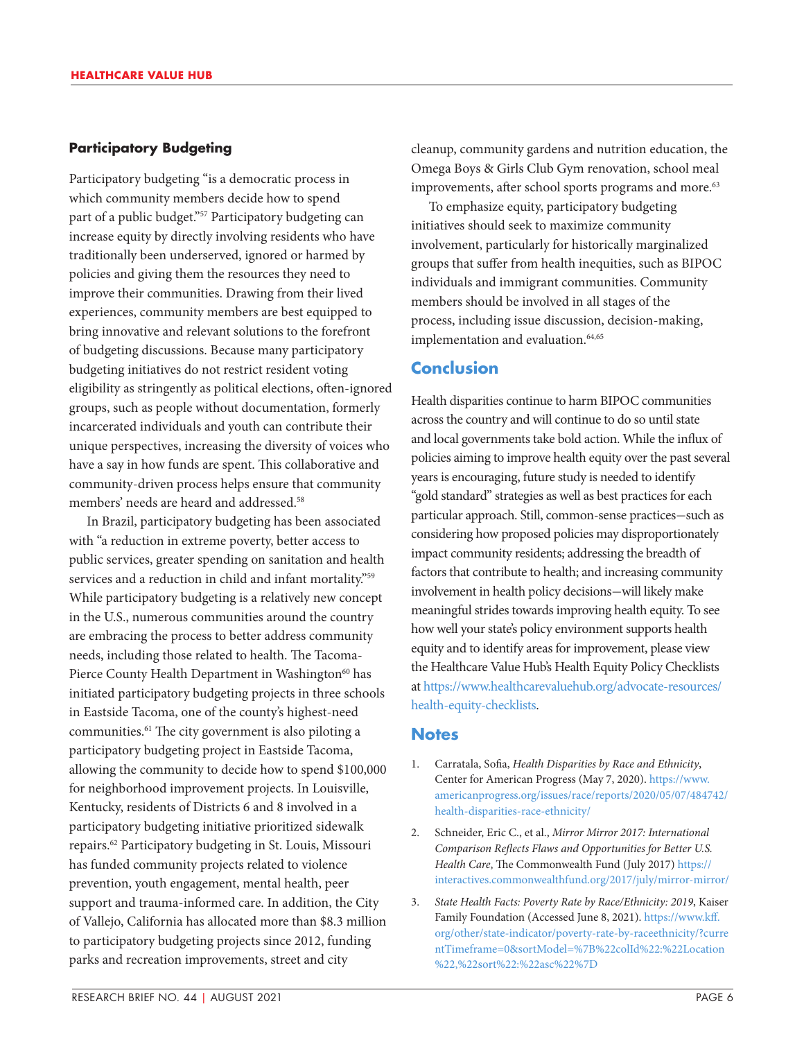### Participatory Budgeting

Participatory budgeting "is a democratic process in which community members decide how to spend part of a public budget."[57] Participatory budgeting can increase equity by directly involving residents who have traditionally been underserved, ignored or harmed by policies and giving them the resources they need to improve their communities. Drawing from their lived experiences, community members are best equipped to bring innovative and relevant solutions to the forefront of budgeting discussions. Because many participatory budgeting initiatives do not restrict resident voting eligibility as stringently as political elections, often-ignored groups, such as people without documentation, formerly incarcerated individuals and youth can contribute their unique perspectives, increasing the diversity of voices who have a say in how funds are spent. This collaborative and community-driven process helps ensure that community members' needs are heard and addressed.[58]

In Brazil, participatory budgeting has been associated with "a reduction in extreme poverty, better access to public services, greater spending on sanitation and health services and a reduction in child and infant mortality."[59] While participatory budgeting is a relatively new concept in the U.S., numerous communities around the country are embracing the process to better address community needs, including those related to health. The Tacoma-Pierce County Health Department in Washington[60] has initiated participatory budgeting projects in three schools in Eastside Tacoma, one of the county's highest-need communities.[61] The city government is also piloting a participatory budgeting project in Eastside Tacoma, allowing the community to decide how to spend $100,000 for neighborhood improvement projects. In Louisville, Kentucky, residents of Districts 6 and 8 involved in a participatory budgeting initiative prioritized sidewalk repairs.[62] Participatory budgeting in St. Louis, Missouri has funded community projects related to violence prevention, youth engagement, mental health, peer support and trauma-informed care. In addition, the City of Vallejo, California has allocated more than $8.3 million to participatory budgeting projects since 2012, funding parks and recreation improvements, street and city cleanup, community gardens and nutrition education, the Omega Boys & Girls Club Gym renovation, school meal improvements, after school sports programs and more.[63]

To emphasize equity, participatory budgeting initiatives should seek to maximize community involvement, particularly for historically marginalized groups that suffer from health inequities, such as BIPOC individuals and immigrant communities. Community members should be involved in all stages of the process, including issue discussion, decision-making, implementation and evaluation.[64,65]

## Conclusion

Health disparities continue to harm BIPOC communities across the country and will continue to do so until state and local governments take bold action. While the influx of policies aiming to improve health equity over the past several years is encouraging, future study is needed to identify "gold standard" strategies as well as best practices for each particular approach. Still, common-sense practices—such as considering how proposed policies may disproportionately impact community residents; addressing the breadth of factors that contribute to health; and increasing community involvement in health policy decisions—will likely make meaningful strides towards improving health equity. To see how well your state's policy environment supports health equity and to identify areas for improvement, please view the Healthcare Value Hub's Health Equity Policy Checklists at https://www.healthcarevaluehub.org/advocate-resources/health-equity-checklists.

## Notes

1. Carratala, Sofia, *Health Disparities by Race and Ethnicity*, Center for American Progress (May 7, 2020). https://www.americanprogress.org/issues/race/reports/2020/05/07/484742/health-disparities-race-ethnicity/
2. Schneider, Eric C., et al., *Mirror Mirror 2017: International Comparison Reflects Flaws and Opportunities for Better U.S. Health Care*, The Commonwealth Fund (July 2017) https://interactives.commonwealthfund.org/2017/july/mirror-mirror/
3. *State Health Facts: Poverty Rate by Race/Ethnicity: 2019*, Kaiser Family Foundation (Accessed June 8, 2021). https://www.kff.org/other/state-indicator/poverty-rate-by-raceethnicity/?currentTimeframe=0&sortModel=%7B%22colId%22:%22Location%22,%22sort%22:%22asc%22%7D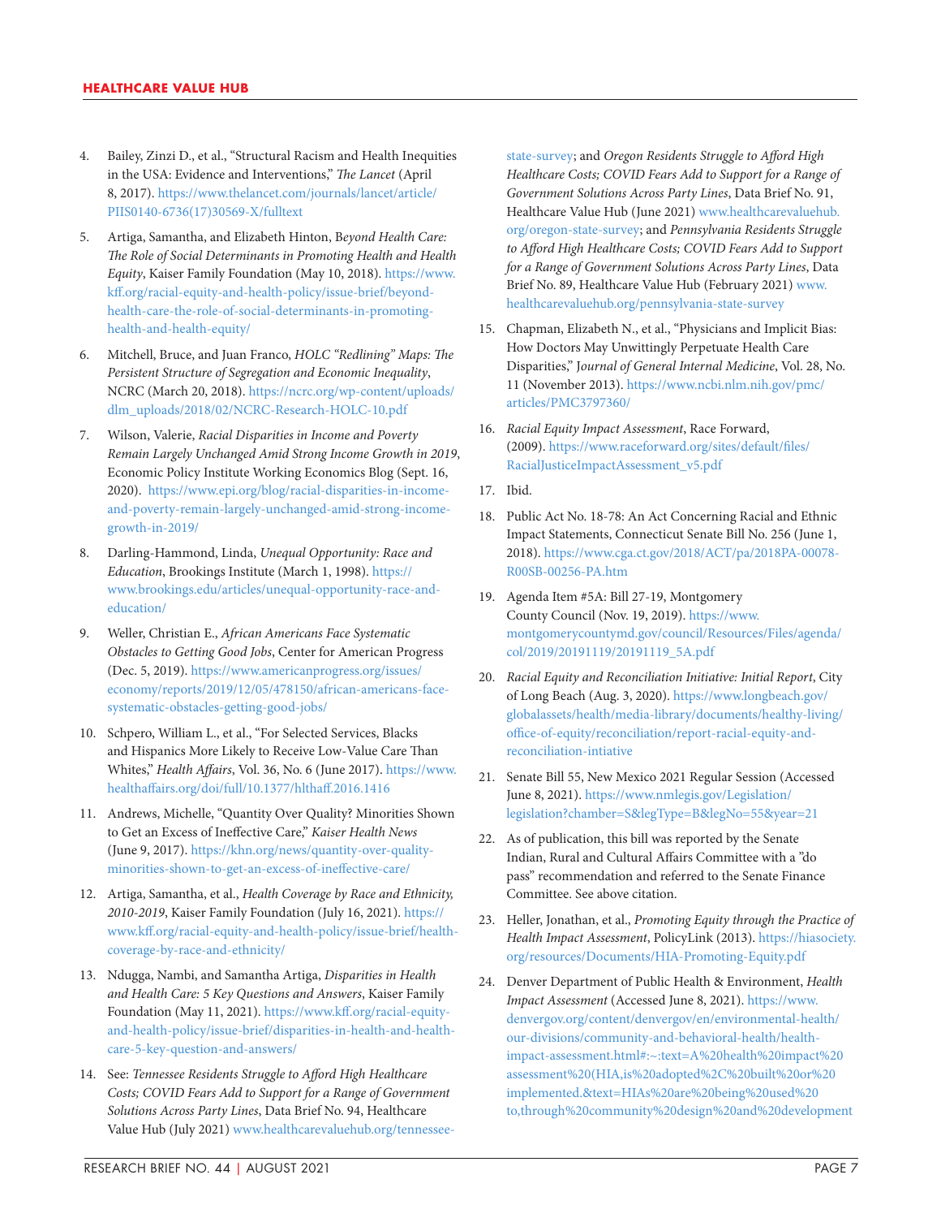4. Bailey, Zinzi D., et al., "Structural Racism and Health Inequities in the USA: Evidence and Interventions," *The Lancet* (April 8, 2017). https://www.thelancet.com/journals/lancet/article/PIIS0140-6736(17)30569-X/fulltext

5. Artiga, Samantha, and Elizabeth Hinton, B*eyond Health Care: The Role of Social Determinants in Promoting Health and Health Equity*, Kaiser Family Foundation (May 10, 2018). https://www.kff.org/racial-equity-and-health-policy/issue-brief/beyond-health-care-the-role-of-social-determinants-in-promoting-health-and-health-equity/

6. Mitchell, Bruce, and Juan Franco, *HOLC "Redlining" Maps: The Persistent Structure of Segregation and Economic Inequality*, NCRC (March 20, 2018). https://ncrc.org/wp-content/uploads/dlm_uploads/2018/02/NCRC-Research-HOLC-10.pdf

7. Wilson, Valerie, *Racial Disparities in Income and Poverty Remain Largely Unchanged Amid Strong Income Growth in 2019*, Economic Policy Institute Working Economics Blog (Sept. 16, 2020). https://www.epi.org/blog/racial-disparities-in-income-and-poverty-remain-largely-unchanged-amid-strong-income-growth-in-2019/

8. Darling-Hammond, Linda, *Unequal Opportunity: Race and Education*, Brookings Institute (March 1, 1998). https://www.brookings.edu/articles/unequal-opportunity-race-and-education/

9. Weller, Christian E., *African Americans Face Systematic Obstacles to Getting Good Jobs*, Center for American Progress (Dec. 5, 2019). https://www.americanprogress.org/issues/economy/reports/2019/12/05/478150/african-americans-face-systematic-obstacles-getting-good-jobs/

10. Schpero, William L., et al., "For Selected Services, Blacks and Hispanics More Likely to Receive Low-Value Care Than Whites," *Health Affairs*, Vol. 36, No. 6 (June 2017). https://www.healthaffairs.org/doi/full/10.1377/hlthaff.2016.1416

11. Andrews, Michelle, "Quantity Over Quality? Minorities Shown to Get an Excess of Ineffective Care," *Kaiser Health News* (June 9, 2017). https://khn.org/news/quantity-over-quality-minorities-shown-to-get-an-excess-of-ineffective-care/

12. Artiga, Samantha, et al., *Health Coverage by Race and Ethnicity, 2010-2019*, Kaiser Family Foundation (July 16, 2021). https://www.kff.org/racial-equity-and-health-policy/issue-brief/health-coverage-by-race-and-ethnicity/

13. Ndugga, Nambi, and Samantha Artiga, *Disparities in Health and Health Care: 5 Key Questions and Answers*, Kaiser Family Foundation (May 11, 2021). https://www.kff.org/racial-equity-and-health-policy/issue-brief/disparities-in-health-and-health-care-5-key-question-and-answers/

14. See: *Tennessee Residents Struggle to Afford High Healthcare Costs; COVID Fears Add to Support for a Range of Government Solutions Across Party Lines*, Data Brief No. 94, Healthcare Value Hub (July 2021) www.healthcarevaluehub.org/tennessee-state-survey; and *Oregon Residents Struggle to Afford High Healthcare Costs; COVID Fears Add to Support for a Range of Government Solutions Across Party Lines*, Data Brief No. 91, Healthcare Value Hub (June 2021) www.healthcarevaluehub.org/oregon-state-survey; and *Pennsylvania Residents Struggle to Afford High Healthcare Costs; COVID Fears Add to Support for a Range of Government Solutions Across Party Lines*, Data Brief No. 89, Healthcare Value Hub (February 2021) www.healthcarevaluehub.org/pennsylvania-state-survey

15. Chapman, Elizabeth N., et al., "Physicians and Implicit Bias: How Doctors May Unwittingly Perpetuate Health Care Disparities," J*ournal of General Internal Medicine*, Vol. 28, No. 11 (November 2013). https://www.ncbi.nlm.nih.gov/pmc/articles/PMC3797360/

16. *Racial Equity Impact Assessment*, Race Forward, (2009). https://www.raceforward.org/sites/default/files/RacialJusticeImpactAssessment_v5.pdf

17. Ibid.

18. Public Act No. 18-78: An Act Concerning Racial and Ethnic Impact Statements, Connecticut Senate Bill No. 256 (June 1, 2018). https://www.cga.ct.gov/2018/ACT/pa/2018PA-00078-R00SB-00256-PA.htm

19. Agenda Item #5A: Bill 27-19, Montgomery County Council (Nov. 19, 2019). https://www.montgomerycountymd.gov/council/Resources/Files/agenda/col/2019/20191119/20191119_5A.pdf

20. *Racial Equity and Reconciliation Initiative: Initial Report*, City of Long Beach (Aug. 3, 2020). https://www.longbeach.gov/globalassets/health/media-library/documents/healthy-living/office-of-equity/reconciliation/report-racial-equity-and-reconciliation-intiative

21. Senate Bill 55, New Mexico 2021 Regular Session (Accessed June 8, 2021). https://www.nmlegis.gov/Legislation/legislation?chamber=S&legType=B&legNo=55&year=21

22. As of publication, this bill was reported by the Senate Indian, Rural and Cultural Affairs Committee with a "do pass" recommendation and referred to the Senate Finance Committee. See above citation.

23. Heller, Jonathan, et al., *Promoting Equity through the Practice of Health Impact Assessment*, PolicyLink (2013). https://hiasociety.org/resources/Documents/HIA-Promoting-Equity.pdf

24. Denver Department of Public Health & Environment, *Health Impact Assessment* (Accessed June 8, 2021). https://www.denvergov.org/content/denvergov/en/environmental-health/our-divisions/community-and-behavioral-health/health-impact-assessment.html#:~:text=A%20health%20impact%20assessment%20(HIA,is%20adopted%2C%20built%20or%20implemented.&text=HIAs%20are%20being%20used%20to,through%20community%20design%20and%20development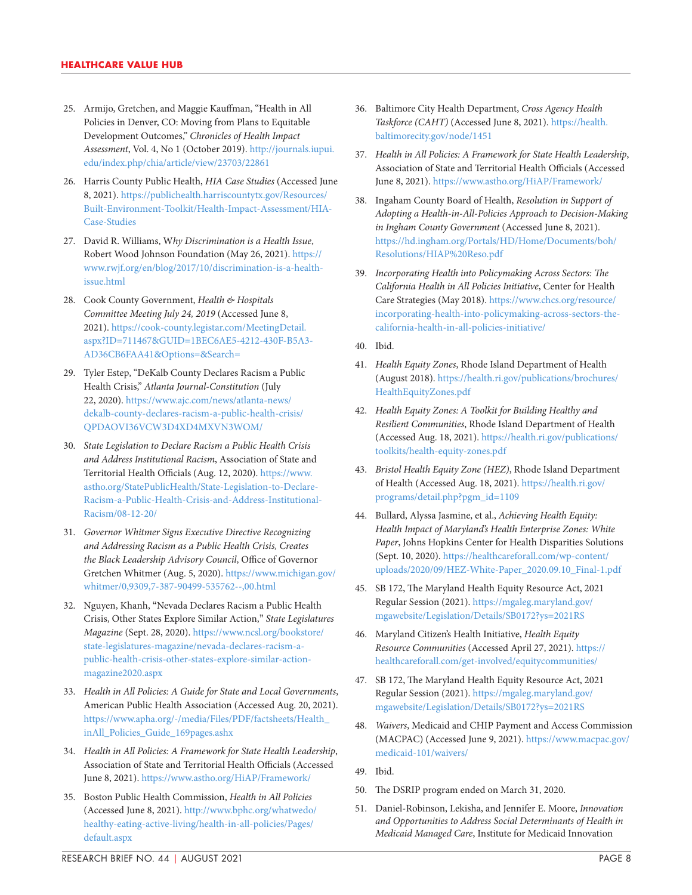25. Armijo, Gretchen, and Maggie Kauffman, "Health in All Policies in Denver, CO: Moving from Plans to Equitable Development Outcomes," *Chronicles of Health Impact Assessment*, Vol. 4, No 1 (October 2019). http://journals.iupui.edu/index.php/chia/article/view/23703/22861

26. Harris County Public Health, *HIA Case Studies* (Accessed June 8, 2021). https://publichealth.harriscountytx.gov/Resources/Built-Environment-Toolkit/Health-Impact-Assessment/HIA-Case-Studies

27. David R. Williams, W*hy Discrimination is a Health Issue*, Robert Wood Johnson Foundation (May 26, 2021). https://www.rwjf.org/en/blog/2017/10/discrimination-is-a-health-issue.html

28. Cook County Government, *Health & Hospitals Committee Meeting July 24, 2019* (Accessed June 8, 2021). https://cook-county.legistar.com/MeetingDetail.aspx?ID=711467&GUID=1BEC6AE5-4212-430F-B5A3-AD36CB6FAA41&Options=&Search=

29. Tyler Estep, "DeKalb County Declares Racism a Public Health Crisis," *Atlanta Journal-Constitution* (July 22, 2020). https://www.ajc.com/news/atlanta-news/dekalb-county-declares-racism-a-public-health-crisis/QPDAOVI36VCW3D4XD4MXVN3WOM/

30. *State Legislation to Declare Racism a Public Health Crisis and Address Institutional Racism*, Association of State and Territorial Health Officials (Aug. 12, 2020). https://www.astho.org/StatePublicHealth/State-Legislation-to-Declare-Racism-a-Public-Health-Crisis-and-Address-Institutional-Racism/08-12-20/

31. *Governor Whitmer Signs Executive Directive Recognizing and Addressing Racism as a Public Health Crisis, Creates the Black Leadership Advisory Council*, Office of Governor Gretchen Whitmer (Aug. 5, 2020). https://www.michigan.gov/whitmer/0,9309,7-387-90499-535762--,00.html

32. Nguyen, Khanh, "Nevada Declares Racism a Public Health Crisis, Other States Explore Similar Action," *State Legislatures Magazine* (Sept. 28, 2020). https://www.ncsl.org/bookstore/state-legislatures-magazine/nevada-declares-racism-a-public-health-crisis-other-states-explore-similar-action-magazine2020.aspx

33. *Health in All Policies: A Guide for State and Local Governments*, American Public Health Association (Accessed Aug. 20, 2021). https://www.apha.org/-/media/Files/PDF/factsheets/Health_inAll_Policies_Guide_169pages.ashx

34. *Health in All Policies: A Framework for State Health Leadership*, Association of State and Territorial Health Officials (Accessed June 8, 2021). https://www.astho.org/HiAP/Framework/

35. Boston Public Health Commission, *Health in All Policies* (Accessed June 8, 2021). http://www.bphc.org/whatwedo/healthy-eating-active-living/health-in-all-policies/Pages/default.aspx

36. Baltimore City Health Department, *Cross Agency Health Taskforce (CAHT)* (Accessed June 8, 2021). https://health.baltimorecity.gov/node/1451

37. *Health in All Policies: A Framework for State Health Leadership*, Association of State and Territorial Health Officials (Accessed June 8, 2021). https://www.astho.org/HiAP/Framework/

38. Ingaham County Board of Health, *Resolution in Support of Adopting a Health-in-All-Policies Approach to Decision-Making in Ingham County Government* (Accessed June 8, 2021). https://hd.ingham.org/Portals/HD/Home/Documents/boh/Resolutions/HIAP%20Reso.pdf

39. *Incorporating Health into Policymaking Across Sectors: The California Health in All Policies Initiative*, Center for Health Care Strategies (May 2018). https://www.chcs.org/resource/incorporating-health-into-policymaking-across-sectors-the-california-health-in-all-policies-initiative/

40. Ibid.

41. *Health Equity Zones*, Rhode Island Department of Health (August 2018). https://health.ri.gov/publications/brochures/HealthEquityZones.pdf

42. *Health Equity Zones: A Toolkit for Building Healthy and Resilient Communities*, Rhode Island Department of Health (Accessed Aug. 18, 2021). https://health.ri.gov/publications/toolkits/health-equity-zones.pdf

43. *Bristol Health Equity Zone (HEZ)*, Rhode Island Department of Health (Accessed Aug. 18, 2021). https://health.ri.gov/programs/detail.php?pgm_id=1109

44. Bullard, Alyssa Jasmine, et al., *Achieving Health Equity: Health Impact of Maryland's Health Enterprise Zones: White Paper*, Johns Hopkins Center for Health Disparities Solutions (Sept. 10, 2020). https://healthcareforall.com/wp-content/uploads/2020/09/HEZ-White-Paper_2020.09.10_Final-1.pdf

45. SB 172, The Maryland Health Equity Resource Act, 2021 Regular Session (2021). https://mgaleg.maryland.gov/mgawebsite/Legislation/Details/SB0172?ys=2021RS

46. Maryland Citizen's Health Initiative, *Health Equity Resource Communities* (Accessed April 27, 2021). https://healthcareforall.com/get-involved/equitycommunities/

47. SB 172, The Maryland Health Equity Resource Act, 2021 Regular Session (2021). https://mgaleg.maryland.gov/mgawebsite/Legislation/Details/SB0172?ys=2021RS

48. *Waivers*, Medicaid and CHIP Payment and Access Commission (MACPAC) (Accessed June 9, 2021). https://www.macpac.gov/medicaid-101/waivers/

49. Ibid.

50. The DSRIP program ended on March 31, 2020.

51. Daniel-Robinson, Lekisha, and Jennifer E. Moore, *Innovation and Opportunities to Address Social Determinants of Health in Medicaid Managed Care*, Institute for Medicaid Innovation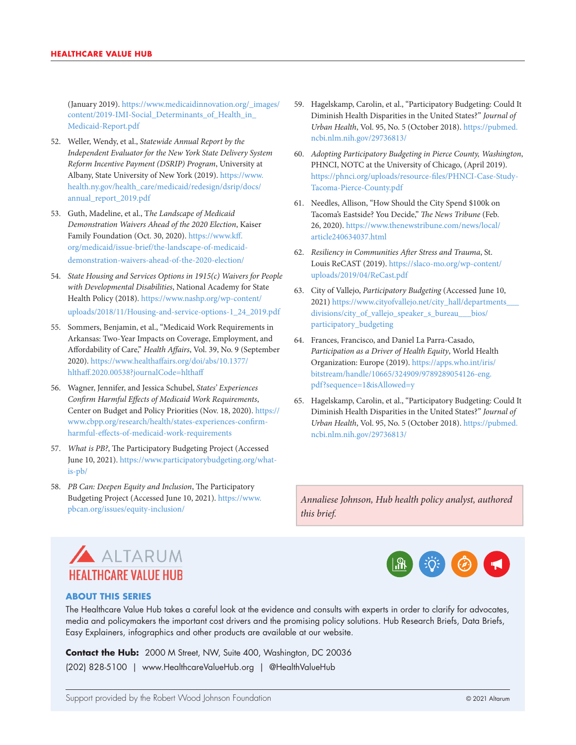(January 2019). https://www.medicaidinnovation.org/_images/content/2019-IMI-Social_Determinants_of_Health_in_Medicaid-Report.pdf

52. Weller, Wendy, et al., *Statewide Annual Report by the Independent Evaluator for the New York State Delivery System Reform Incentive Payment (DSRIP) Program*, University at Albany, State University of New York (2019). https://www.health.ny.gov/health_care/medicaid/redesign/dsrip/docs/annual_report_2019.pdf

53. Guth, Madeline, et al., T*he Landscape of Medicaid Demonstration Waivers Ahead of the 2020 Election*, Kaiser Family Foundation (Oct. 30, 2020). https://www.kff.org/medicaid/issue-brief/the-landscape-of-medicaid-demonstration-waivers-ahead-of-the-2020-election/

54. *State Housing and Services Options in 1915(c) Waivers for People with Developmental Disabilities*, National Academy for State Health Policy (2018). https://www.nashp.org/wp-content/uploads/2018/11/Housing-and-service-options-1_24_2019.pdf

55. Sommers, Benjamin, et al., "Medicaid Work Requirements in Arkansas: Two-Year Impacts on Coverage, Employment, and Affordability of Care," *Health Affairs*, Vol. 39, No. 9 (September 2020). https://www.healthaffairs.org/doi/abs/10.1377/hlthaff.2020.00538?journalCode=hlthaff

56. Wagner, Jennifer, and Jessica Schubel, *States' Experiences Confirm Harmful Effects of Medicaid Work Requirements*, Center on Budget and Policy Priorities (Nov. 18, 2020). https://www.cbpp.org/research/health/states-experiences-confirm-harmful-effects-of-medicaid-work-requirements

57. *What is PB?*, The Participatory Budgeting Project (Accessed June 10, 2021). https://www.participatorybudgeting.org/what-is-pb/

58. *PB Can: Deepen Equity and Inclusion*, The Participatory Budgeting Project (Accessed June 10, 2021). https://www.pbcan.org/issues/equity-inclusion/

59. Hagelskamp, Carolin, et al., "Participatory Budgeting: Could It Diminish Health Disparities in the United States?" *Journal of Urban Health*, Vol. 95, No. 5 (October 2018). https://pubmed.ncbi.nlm.nih.gov/29736813/

60. *Adopting Participatory Budgeting in Pierce County, Washington*, PHNCI, NOTC at the University of Chicago, (April 2019). https://phnci.org/uploads/resource-files/PHNCI-Case-Study-Tacoma-Pierce-County.pdf

61. Needles, Allison, "How Should the City Spend $100k on Tacoma's Eastside? You Decide," *The News Tribune* (Feb. 26, 2020). https://www.thenewstribune.com/news/local/article240634037.html

62. *Resiliency in Communities After Stress and Trauma*, St. Louis ReCAST (2019). https://slaco-mo.org/wp-content/uploads/2019/04/ReCast.pdf

63. City of Vallejo, *Participatory Budgeting* (Accessed June 10, 2021) https://www.cityofvallejo.net/city_hall/departments___divisions/city_of_vallejo_speaker_s_bureau___bios/participatory_budgeting

64. Frances, Francisco, and Daniel La Parra-Casado, *Participation as a Driver of Health Equity*, World Health Organization: Europe (2019). https://apps.who.int/iris/bitstream/handle/10665/324909/9789289054126-eng.pdf?sequence=1&isAllowed=y

65. Hagelskamp, Carolin, et al., "Participatory Budgeting: Could It Diminish Health Disparities in the United States?" *Journal of Urban Health*, Vol. 95, No. 5 (October 2018). https://pubmed.ncbi.nlm.nih.gov/29736813/

*Annaliese Johnson, Hub health policy analyst, authored this brief.*

ALTARUM
HEALTHCARE VALUE HUB

### ABOUT THIS SERIES

The Healthcare Value Hub takes a careful look at the evidence and consults with experts in order to clarify for advocates, media and policymakers the important cost drivers and the promising policy solutions. Hub Research Briefs, Data Briefs, Easy Explainers, infographics and other products are available at our website.

**Contact the Hub:** 2000 M Street, NW, Suite 400, Washington, DC 20036
(202) 828-5100 | www.HealthcareValueHub.org | @HealthValueHub

Support provided by the Robert Wood Johnson Foundation

© 2021 Altarum